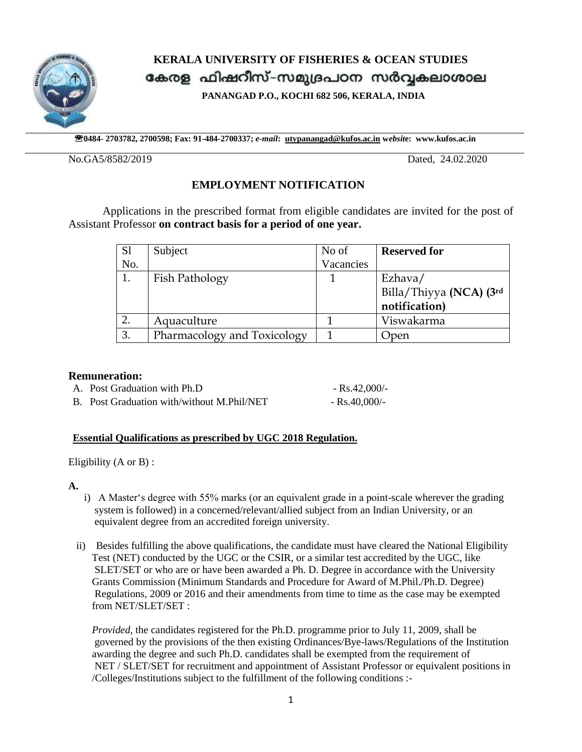# KERALA UNIVERSITY OF FISHERIES & OCEAN STUDIES

## കേരള ഫിഷറീസ്-സമുദ്രപഠന സർവ്വകലാശാല

**PANANGAD P.O., KOCHI 682 506, KERALA, INDIA**

**☎0484- 2703782, 2700598; Fax: 91-484-2700337; *e-mail*: utypanangad@kufos.ac.in *website*: www.kufos.ac.in**

No.GA5/8582/2019 Dated, 24.02.2020

## EMPLOYMENT NOTIFICATION

Applications in the prescribed format from eligible candidates are invited for the post of Assistant Professor **on contract basis for a period of one year.**

| Sl No. | Subject | No of Vacancies | **Reserved for** |
|---|---|---|---|
| 1. | Fish Pathology | 1 | Ezhava/ Billa/Thiyya **(NCA) (3rd notification)** |
| 2. | Aquaculture | 1 | Viswakarma |
| 3. | Pharmacology and Toxicology | 1 | Open |

**Remuneration:**

A. Post Graduation with Ph.D - Rs.42,000/-

B. Post Graduation with/without M.Phil/NET - Rs.40,000/-

**Essential Qualifications as prescribed by UGC 2018 Regulation.**

Eligibility (A or B) :

**A.**

i) A Master's degree with 55% marks (or an equivalent grade in a point-scale wherever the grading system is followed) in a concerned/relevant/allied subject from an Indian University, or an equivalent degree from an accredited foreign university.

ii) Besides fulfilling the above qualifications, the candidate must have cleared the National Eligibility Test (NET) conducted by the UGC or the CSIR, or a similar test accredited by the UGC, like SLET/SET or who are or have been awarded a Ph. D. Degree in accordance with the University Grants Commission (Minimum Standards and Procedure for Award of M.Phil./Ph.D. Degree) Regulations, 2009 or 2016 and their amendments from time to time as the case may be exempted from NET/SLET/SET :

*Provided*, the candidates registered for the Ph.D. programme prior to July 11, 2009, shall be governed by the provisions of the then existing Ordinances/Bye-laws/Regulations of the Institution awarding the degree and such Ph.D. candidates shall be exempted from the requirement of NET / SLET/SET for recruitment and appointment of Assistant Professor or equivalent positions in /Colleges/Institutions subject to the fulfillment of the following conditions :-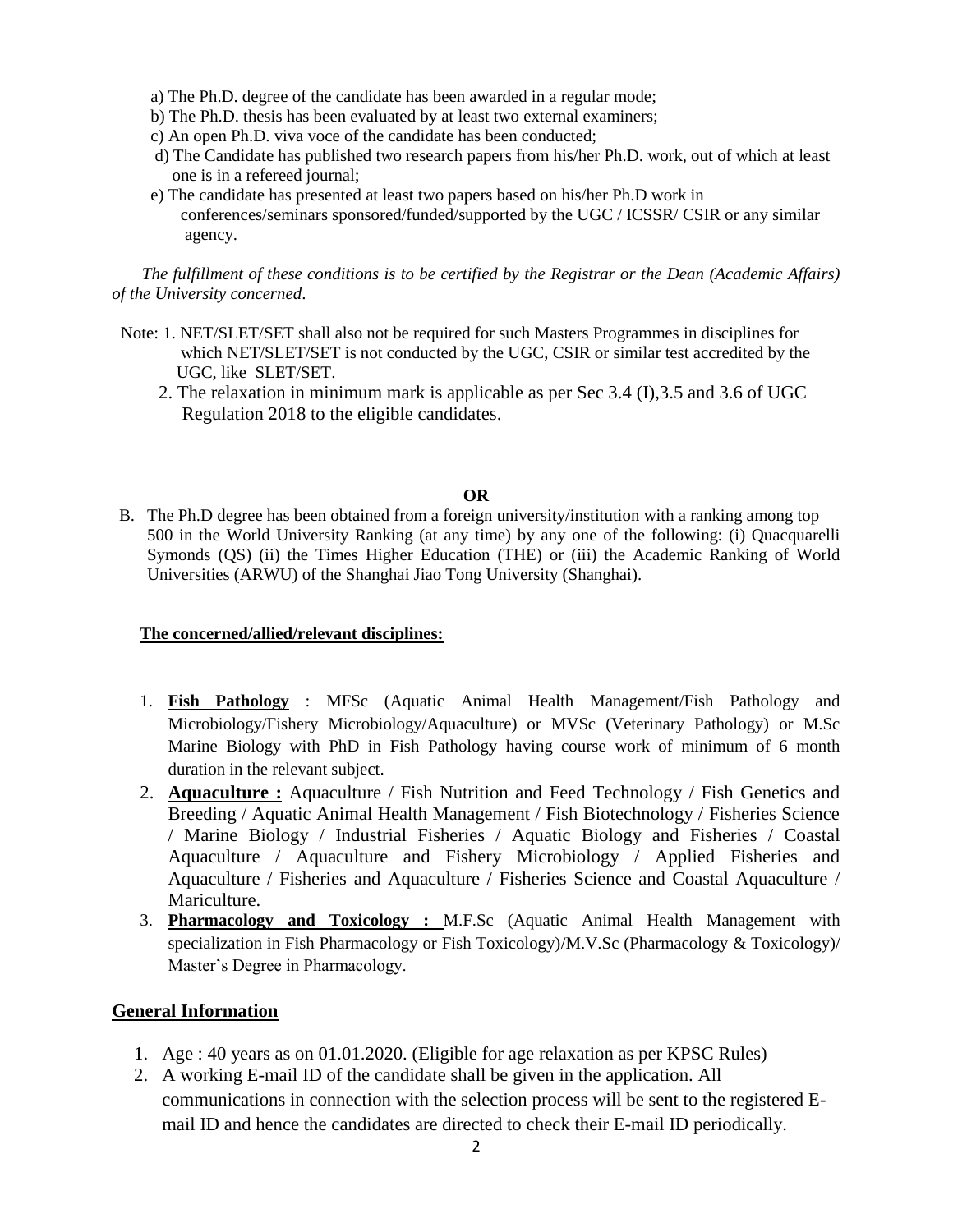a) The Ph.D. degree of the candidate has been awarded in a regular mode;

b) The Ph.D. thesis has been evaluated by at least two external examiners;

c) An open Ph.D. viva voce of the candidate has been conducted;

d) The Candidate has published two research papers from his/her Ph.D. work, out of which at least one is in a refereed journal;

e) The candidate has presented at least two papers based on his/her Ph.D work in conferences/seminars sponsored/funded/supported by the UGC / ICSSR/ CSIR or any similar agency.

*The fulfillment of these conditions is to be certified by the Registrar or the Dean (Academic Affairs) of the University concerned.*

Note: 1. NET/SLET/SET shall also not be required for such Masters Programmes in disciplines for which NET/SLET/SET is not conducted by the UGC, CSIR or similar test accredited by the UGC, like SLET/SET.

2. The relaxation in minimum mark is applicable as per Sec 3.4 (I),3.5 and 3.6 of UGC Regulation 2018 to the eligible candidates.

**OR**

B. The Ph.D degree has been obtained from a foreign university/institution with a ranking among top 500 in the World University Ranking (at any time) by any one of the following: (i) Quacquarelli Symonds (QS) (ii) the Times Higher Education (THE) or (iii) the Academic Ranking of World Universities (ARWU) of the Shanghai Jiao Tong University (Shanghai).

**The concerned/allied/relevant disciplines:**

1. **Fish Pathology** : MFSc (Aquatic Animal Health Management/Fish Pathology and Microbiology/Fishery Microbiology/Aquaculture) or MVSc (Veterinary Pathology) or M.Sc Marine Biology with PhD in Fish Pathology having course work of minimum of 6 month duration in the relevant subject.
2. **Aquaculture :** Aquaculture / Fish Nutrition and Feed Technology / Fish Genetics and Breeding / Aquatic Animal Health Management / Fish Biotechnology / Fisheries Science / Marine Biology / Industrial Fisheries / Aquatic Biology and Fisheries / Coastal Aquaculture / Aquaculture and Fishery Microbiology / Applied Fisheries and Aquaculture / Fisheries and Aquaculture / Fisheries Science and Coastal Aquaculture / Mariculture.
3. **Pharmacology and Toxicology :** M.F.Sc (Aquatic Animal Health Management with specialization in Fish Pharmacology or Fish Toxicology)/M.V.Sc (Pharmacology & Toxicology)/ Master's Degree in Pharmacology.

## General Information

1. Age : 40 years as on 01.01.2020. (Eligible for age relaxation as per KPSC Rules)
2. A working E-mail ID of the candidate shall be given in the application. All communications in connection with the selection process will be sent to the registered E-mail ID and hence the candidates are directed to check their E-mail ID periodically.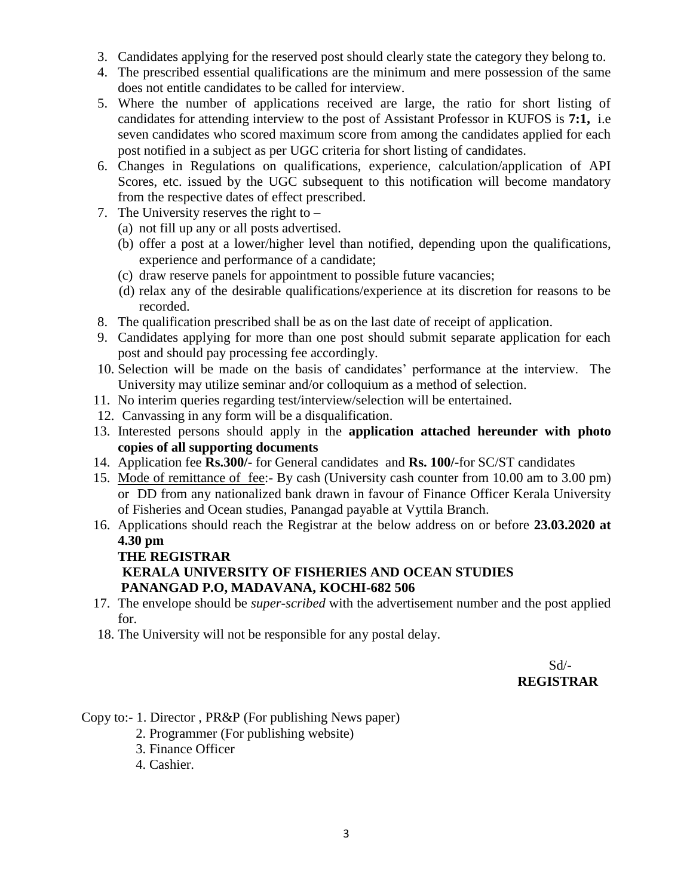3. Candidates applying for the reserved post should clearly state the category they belong to.
4. The prescribed essential qualifications are the minimum and mere possession of the same does not entitle candidates to be called for interview.
5. Where the number of applications received are large, the ratio for short listing of candidates for attending interview to the post of Assistant Professor in KUFOS is **7:1,** i.e seven candidates who scored maximum score from among the candidates applied for each post notified in a subject as per UGC criteria for short listing of candidates.
6. Changes in Regulations on qualifications, experience, calculation/application of API Scores, etc. issued by the UGC subsequent to this notification will become mandatory from the respective dates of effect prescribed.
7. The University reserves the right to –
   (a) not fill up any or all posts advertised.
   (b) offer a post at a lower/higher level than notified, depending upon the qualifications, experience and performance of a candidate;
   (c) draw reserve panels for appointment to possible future vacancies;
   (d) relax any of the desirable qualifications/experience at its discretion for reasons to be recorded.
8. The qualification prescribed shall be as on the last date of receipt of application.
9. Candidates applying for more than one post should submit separate application for each post and should pay processing fee accordingly.
10. Selection will be made on the basis of candidates' performance at the interview. The University may utilize seminar and/or colloquium as a method of selection.
11. No interim queries regarding test/interview/selection will be entertained.
12. Canvassing in any form will be a disqualification.
13. Interested persons should apply in the **application attached hereunder with photo copies of all supporting documents**
14. Application fee **Rs.300/-** for General candidates and **Rs. 100/-**for SC/ST candidates
15. Mode of remittance of fee:- By cash (University cash counter from 10.00 am to 3.00 pm) or DD from any nationalized bank drawn in favour of Finance Officer Kerala University of Fisheries and Ocean studies, Panangad payable at Vyttila Branch.
16. Applications should reach the Registrar at the below address on or before **23.03.2020 at 4.30 pm**

    **THE REGISTRAR**
    **KERALA UNIVERSITY OF FISHERIES AND OCEAN STUDIES**
    **PANANGAD P.O, MADAVANA, KOCHI-682 506**
17. The envelope should be *super-scribed* with the advertisement number and the post applied for.
18. The University will not be responsible for any postal delay.

Sd/-
**REGISTRAR**

Copy to:- 1. Director , PR&P (For publishing News paper)
2. Programmer (For publishing website)
3. Finance Officer
4. Cashier.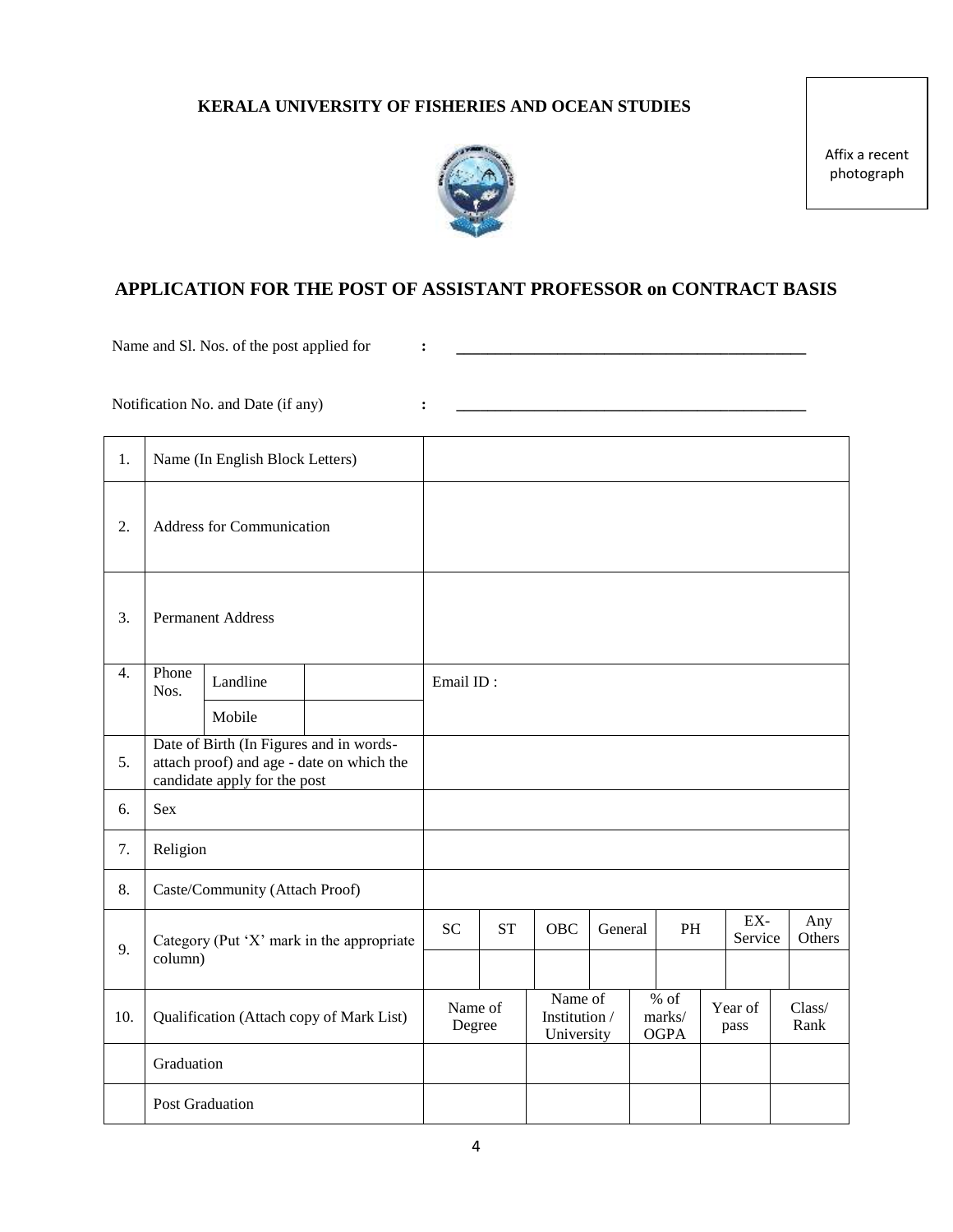**KERALA UNIVERSITY OF FISHERIES AND OCEAN STUDIES**

Affix a recent photograph

## APPLICATION FOR THE POST OF ASSISTANT PROFESSOR on CONTRACT BASIS

Name and Sl. Nos. of the post applied for : ____________________________________________

Notification No. and Date (if any) : ____________________________________________

| | | | | | | | | | | | |
|---|---|---|---|---|---|---|---|---|---|---|---|
| 1. | Name (In English Block Letters) | | | | | | | | | | |
| 2. | Address for Communication | | | | | | | | | | |
| 3. | Permanent Address | | | | | | | | | | |
| 4. | Phone Nos. | Landline | | Email ID : | | | | | | | |
| | | Mobile | | | | | | | | | |
| 5. | Date of Birth (In Figures and in words- attach proof) and age - date on which the candidate apply for the post | | | | | | | | | | |
| 6. | Sex | | | | | | | | | | |
| 7. | Religion | | | | | | | | | | |
| 8. | Caste/Community (Attach Proof) | | | | | | | | | | |
| 9. | Category (Put 'X' mark in the appropriate column) | | | SC | ST | OBC | General | PH | EX-Service | Any Others | |
| | | | | | | | | | | | |
| 10. | Qualification (Attach copy of Mark List) | | | Name of Degree | | Name of Institution / University | | % of marks/ OGPA | Year of pass | Class/ Rank | |
| | Graduation | | | | | | | | | | |
| | Post Graduation | | | | | | | | | | |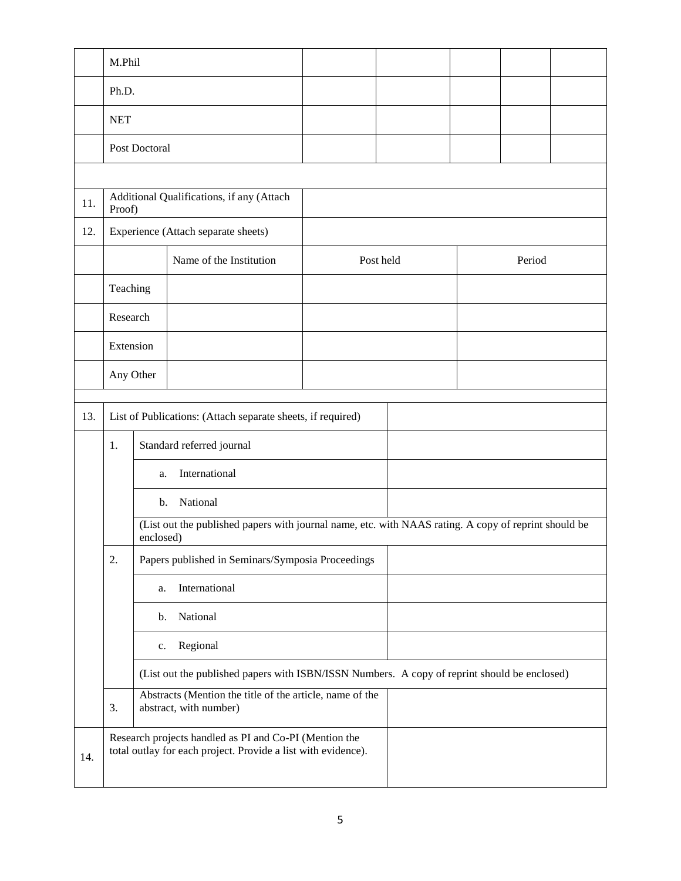|  | M.Phil |  |  |  |  |  |
|---|---|---|---|---|---|---|
|  | Ph.D. |  |  |  |  |  |
|  | NET |  |  |  |  |  |
|  | Post Doctoral |  |  |  |  |  |

| | | | | |
|---|---|---|---|---|
| 11. | Additional Qualifications, if any (Attach Proof) | | | |
| 12. | Experience (Attach separate sheets) | | | |
|  |  | Name of the Institution | Post held | Period |
|  | Teaching |  |  |  |
|  | Research |  |  |  |
|  | Extension |  |  |  |
|  | Any Other |  |  |  |

| | | | |
|---|---|---|---|
| 13. | List of Publications: (Attach separate sheets, if required) | | |
|  | 1. | Standard referred journal |  |
|  |  | a. International |  |
|  |  | b. National |  |
|  |  | (List out the published papers with journal name, etc. with NAAS rating. A copy of reprint should be enclosed) | |
|  | 2. | Papers published in Seminars/Symposia Proceedings |  |
|  |  | a. International |  |
|  |  | b. National |  |
|  |  | c. Regional |  |
|  |  | (List out the published papers with ISBN/ISSN Numbers. A copy of reprint should be enclosed) | |
|  | 3. | Abstracts (Mention the title of the article, name of the abstract, with number) |  |
| 14. | Research projects handled as PI and Co-PI (Mention the total outlay for each project. Provide a list with evidence). | | |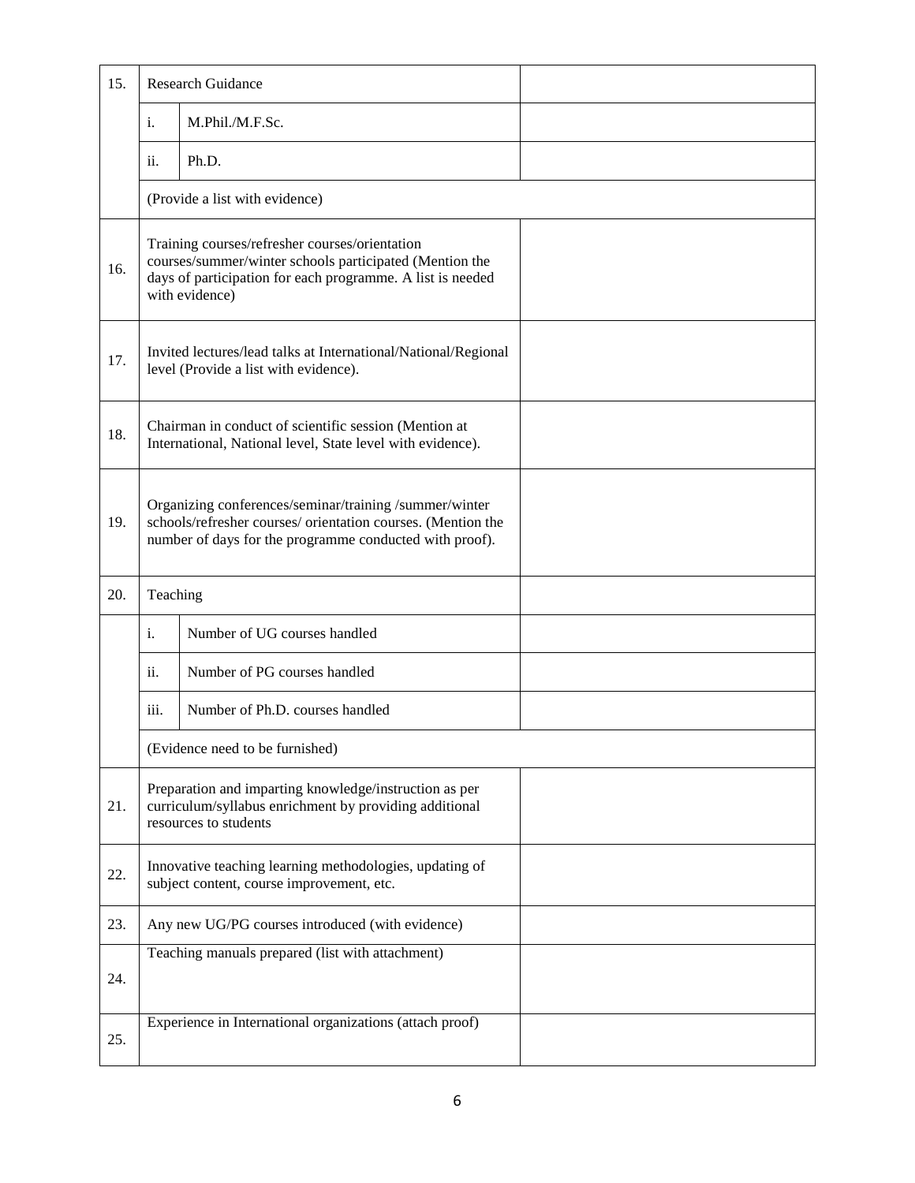| | | | |
|---|---|---|---|
| 15. | Research Guidance | | |
| | i. | M.Phil./M.F.Sc. | |
| | ii. | Ph.D. | |
| | (Provide a list with evidence) | | |
| 16. | Training courses/refresher courses/orientation courses/summer/winter schools participated (Mention the days of participation for each programme. A list is needed with evidence) | | |
| 17. | Invited lectures/lead talks at International/National/Regional level (Provide a list with evidence). | | |
| 18. | Chairman in conduct of scientific session (Mention at International, National level, State level with evidence). | | |
| 19. | Organizing conferences/seminar/training /summer/winter schools/refresher courses/ orientation courses. (Mention the number of days for the programme conducted with proof). | | |
| 20. | Teaching | | |
| | i. | Number of UG courses handled | |
| | ii. | Number of PG courses handled | |
| | iii. | Number of Ph.D. courses handled | |
| | (Evidence need to be furnished) | | |
| 21. | Preparation and imparting knowledge/instruction as per curriculum/syllabus enrichment by providing additional resources to students | | |
| 22. | Innovative teaching learning methodologies, updating of subject content, course improvement, etc. | | |
| 23. | Any new UG/PG courses introduced (with evidence) | | |
| 24. | Teaching manuals prepared (list with attachment) | | |
| 25. | Experience in International organizations (attach proof) | | |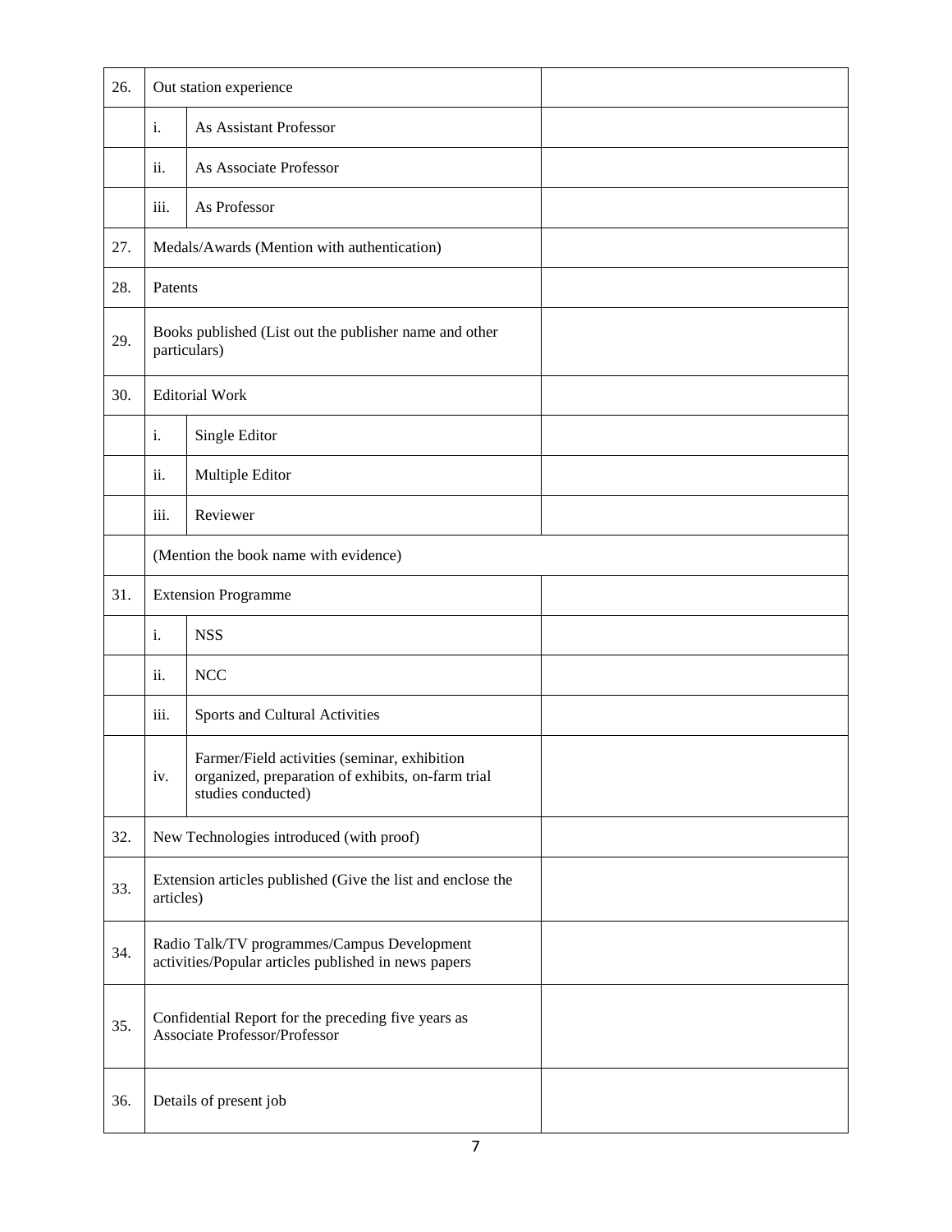| | | | |
|---|---|---|---|
| 26. | Out station experience | | |
| | i. | As Assistant Professor | |
| | ii. | As Associate Professor | |
| | iii. | As Professor | |
| 27. | Medals/Awards (Mention with authentication) | | |
| 28. | Patents | | |
| 29. | Books published (List out the publisher name and other particulars) | | |
| 30. | Editorial Work | | |
| | i. | Single Editor | |
| | ii. | Multiple Editor | |
| | iii. | Reviewer | |
| | (Mention the book name with evidence) | | |
| 31. | Extension Programme | | |
| | i. | NSS | |
| | ii. | NCC | |
| | iii. | Sports and Cultural Activities | |
| | iv. | Farmer/Field activities (seminar, exhibition organized, preparation of exhibits, on-farm trial studies conducted) | |
| 32. | New Technologies introduced (with proof) | | |
| 33. | Extension articles published (Give the list and enclose the articles) | | |
| 34. | Radio Talk/TV programmes/Campus Development activities/Popular articles published in news papers | | |
| 35. | Confidential Report for the preceding five years as Associate Professor/Professor | | |
| 36. | Details of present job | | |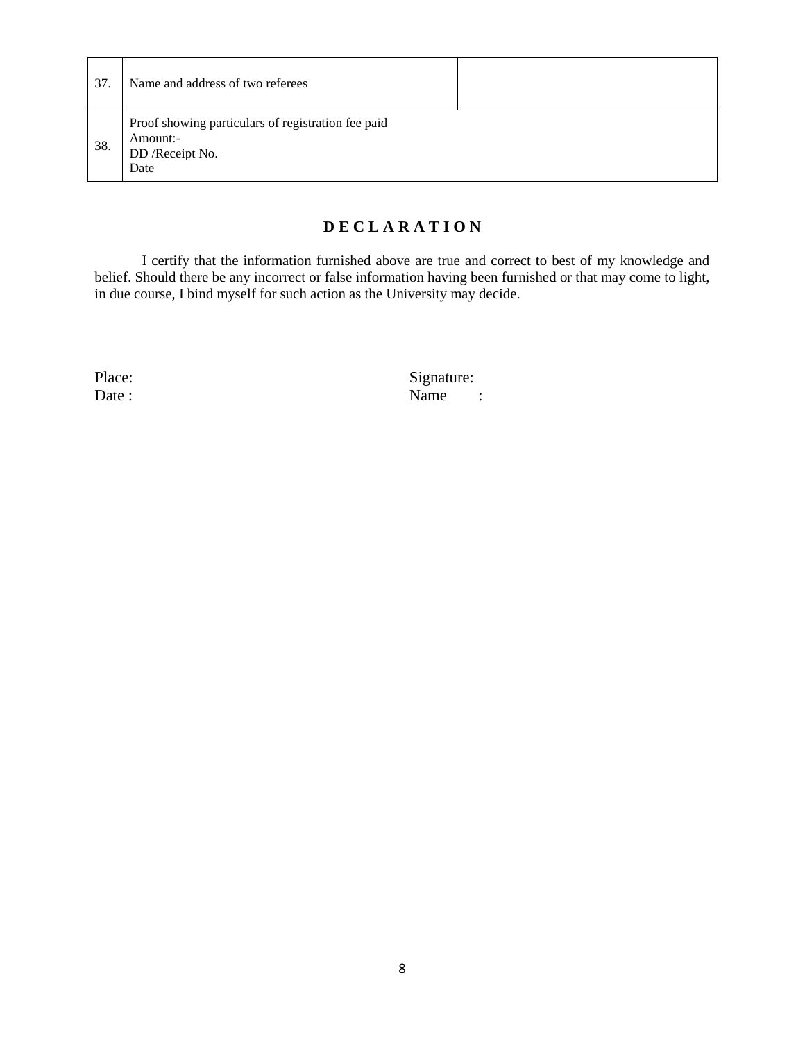| 37. | Name and address of two referees | |
|---|---|---|
| 38. | Proof showing particulars of registration fee paid<br>Amount:-<br>DD /Receipt No.<br>Date | |

## D E C L A R A T I O N

I certify that the information furnished above are true and correct to best of my knowledge and belief. Should there be any incorrect or false information having been furnished or that may come to light, in due course, I bind myself for such action as the University may decide.

Place:                                                                 Signature:
Date :                                                                 Name      :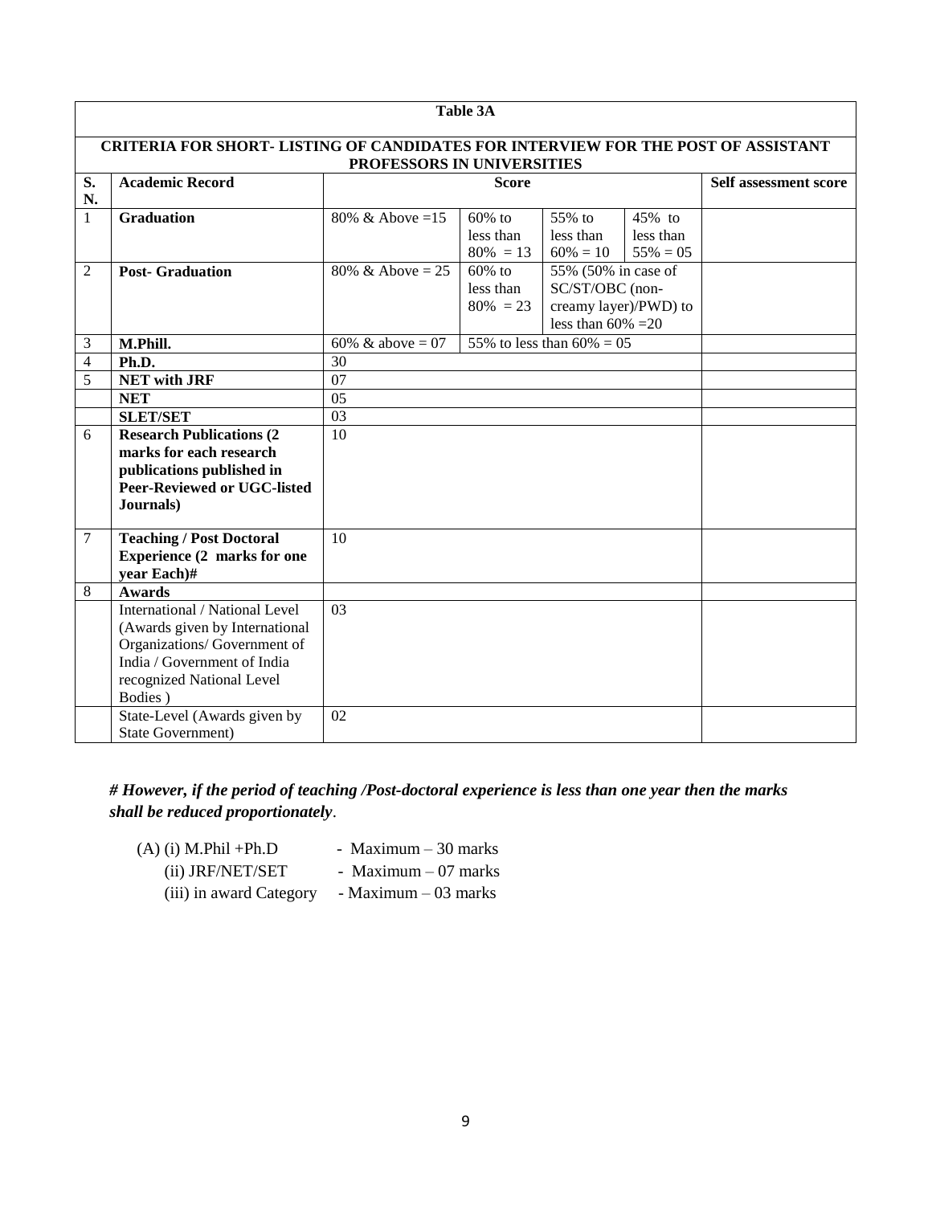**Table 3A**

**CRITERIA FOR SHORT- LISTING OF CANDIDATES FOR INTERVIEW FOR THE POST OF ASSISTANT PROFESSORS IN UNIVERSITIES**

| S. N. | Academic Record | Score | | | | Self assessment score |
|---|---|---|---|---|---|---|
| 1 | **Graduation** | 80% & Above =15 | 60% to less than 80% = 13 | 55% to less than 60% = 10 | 45% to less than 55% = 05 | |
| 2 | **Post- Graduation** | 80% & Above = 25 | 60% to less than 80% = 23 | 55% (50% in case of SC/ST/OBC (non-creamy layer)/PWD) to less than 60% =20 | | |
| 3 | **M.Phill.** | 60% & above = 07 | 55% to less than 60% = 05 | | | |
| 4 | **Ph.D.** | 30 | | | | |
| 5 | **NET with JRF** | 07 | | | | |
| | **NET** | 05 | | | | |
| | **SLET/SET** | 03 | | | | |
| 6 | **Research Publications (2 marks for each research publications published in Peer-Reviewed or UGC-listed Journals)** | 10 | | | | |
| 7 | **Teaching / Post Doctoral Experience (2 marks for one year Each)#** | 10 | | | | |
| 8 | **Awards** | | | | | |
| | International / National Level (Awards given by International Organizations/ Government of India / Government of India recognized National Level Bodies ) | 03 | | | | |
| | State-Level (Awards given by State Government) | 02 | | | | |

***# However, if the period of teaching /Post-doctoral experience is less than one year then the marks shall be reduced proportionately*.**

(A) (i) M.Phil +Ph.D - Maximum – 30 marks
(ii) JRF/NET/SET - Maximum – 07 marks
(iii) in award Category - Maximum – 03 marks